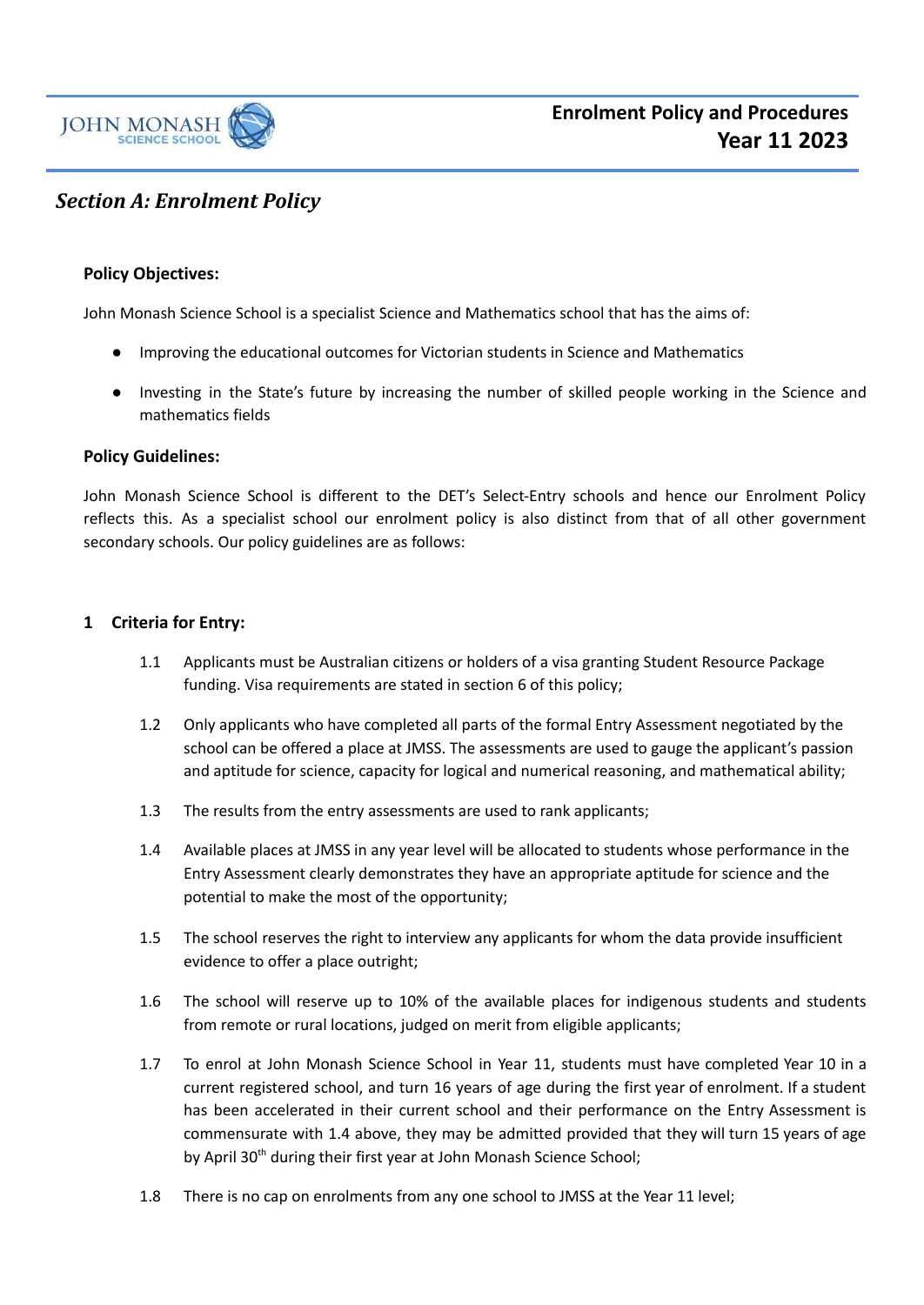# Enrolment Policy and Procedures
# Year 11 2023

## *Section A: Enrolment Policy*

**Policy Objectives:**

John Monash Science School is a specialist Science and Mathematics school that has the aims of:

- Improving the educational outcomes for Victorian students in Science and Mathematics
- Investing in the State's future by increasing the number of skilled people working in the Science and mathematics fields

**Policy Guidelines:**

John Monash Science School is different to the DET's Select-Entry schools and hence our Enrolment Policy reflects this. As a specialist school our enrolment policy is also distinct from that of all other government secondary schools. Our policy guidelines are as follows:

### 1 Criteria for Entry:

1.1 Applicants must be Australian citizens or holders of a visa granting Student Resource Package funding. Visa requirements are stated in section 6 of this policy;

1.2 Only applicants who have completed all parts of the formal Entry Assessment negotiated by the school can be offered a place at JMSS. The assessments are used to gauge the applicant's passion and aptitude for science, capacity for logical and numerical reasoning, and mathematical ability;

1.3 The results from the entry assessments are used to rank applicants;

1.4 Available places at JMSS in any year level will be allocated to students whose performance in the Entry Assessment clearly demonstrates they have an appropriate aptitude for science and the potential to make the most of the opportunity;

1.5 The school reserves the right to interview any applicants for whom the data provide insufficient evidence to offer a place outright;

1.6 The school will reserve up to 10% of the available places for indigenous students and students from remote or rural locations, judged on merit from eligible applicants;

1.7 To enrol at John Monash Science School in Year 11, students must have completed Year 10 in a current registered school, and turn 16 years of age during the first year of enrolment. If a student has been accelerated in their current school and their performance on the Entry Assessment is commensurate with 1.4 above, they may be admitted provided that they will turn 15 years of age by April 30th during their first year at John Monash Science School;

1.8 There is no cap on enrolments from any one school to JMSS at the Year 11 level;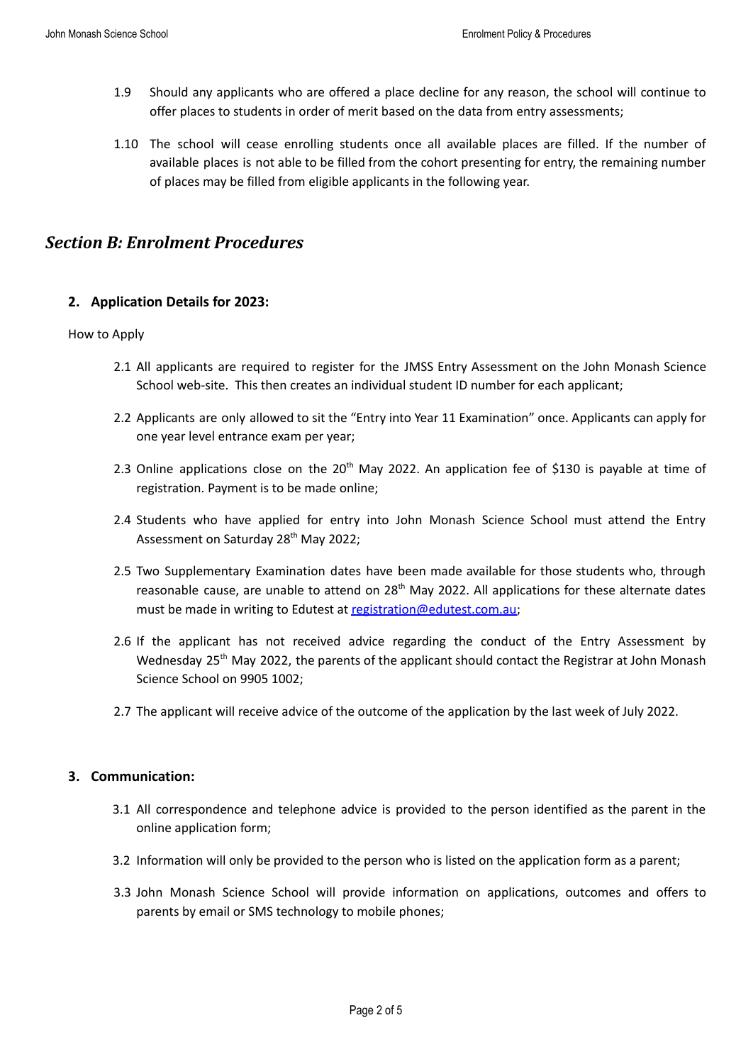1.9 Should any applicants who are offered a place decline for any reason, the school will continue to offer places to students in order of merit based on the data from entry assessments;

1.10 The school will cease enrolling students once all available places are filled. If the number of available places is not able to be filled from the cohort presenting for entry, the remaining number of places may be filled from eligible applicants in the following year.

## *Section B: Enrolment Procedures*

### 2. Application Details for 2023:

How to Apply

2.1 All applicants are required to register for the JMSS Entry Assessment on the John Monash Science School web-site. This then creates an individual student ID number for each applicant;

2.2 Applicants are only allowed to sit the "Entry into Year 11 Examination" once. Applicants can apply for one year level entrance exam per year;

2.3 Online applications close on the 20th May 2022. An application fee of $130 is payable at time of registration. Payment is to be made online;

2.4 Students who have applied for entry into John Monash Science School must attend the Entry Assessment on Saturday 28th May 2022;

2.5 Two Supplementary Examination dates have been made available for those students who, through reasonable cause, are unable to attend on 28th May 2022. All applications for these alternate dates must be made in writing to Edutest at registration@edutest.com.au;

2.6 If the applicant has not received advice regarding the conduct of the Entry Assessment by Wednesday 25th May 2022, the parents of the applicant should contact the Registrar at John Monash Science School on 9905 1002;

2.7 The applicant will receive advice of the outcome of the application by the last week of July 2022.

### 3. Communication:

3.1 All correspondence and telephone advice is provided to the person identified as the parent in the online application form;

3.2 Information will only be provided to the person who is listed on the application form as a parent;

3.3 John Monash Science School will provide information on applications, outcomes and offers to parents by email or SMS technology to mobile phones;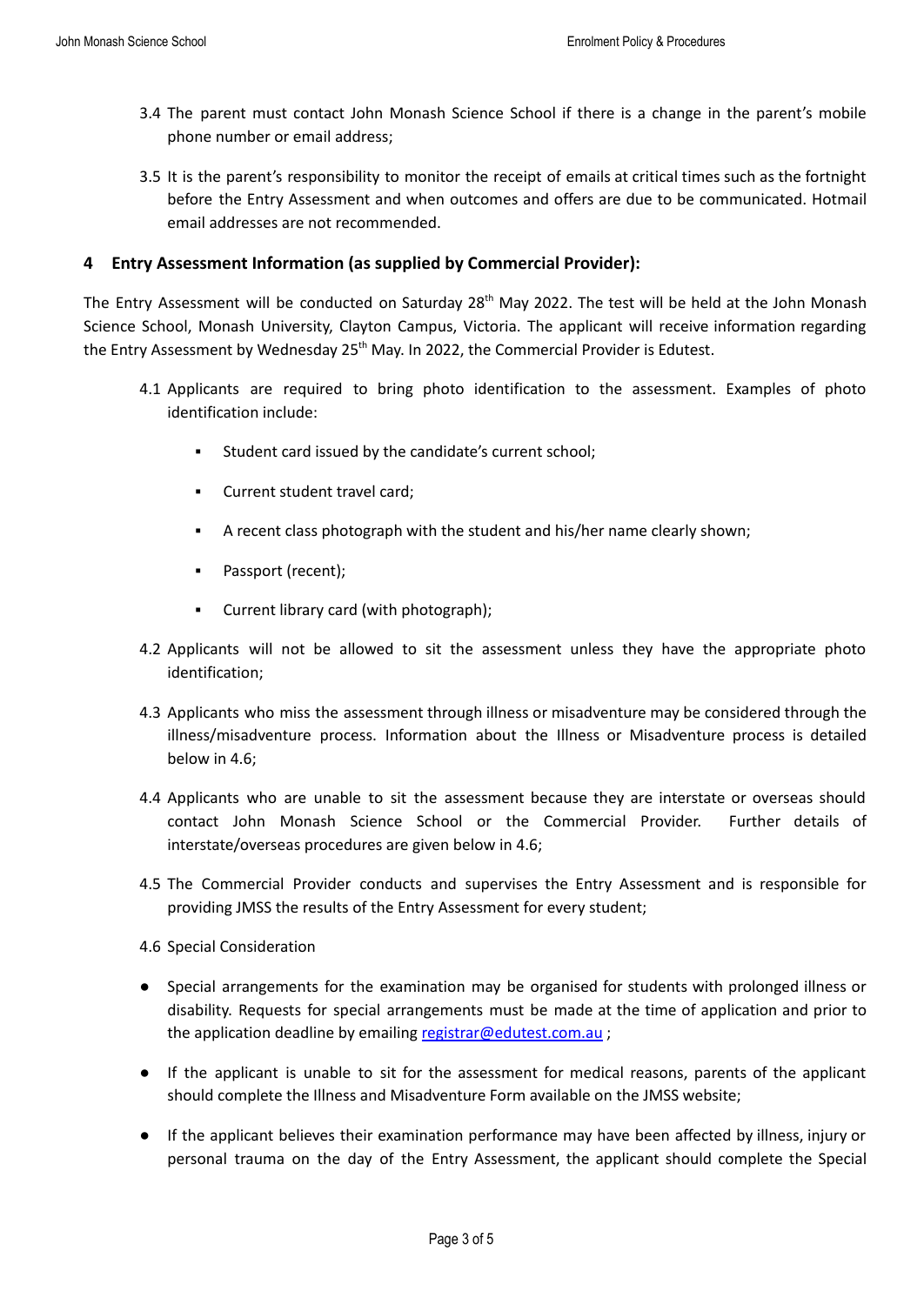3.4 The parent must contact John Monash Science School if there is a change in the parent's mobile phone number or email address;

3.5 It is the parent's responsibility to monitor the receipt of emails at critical times such as the fortnight before the Entry Assessment and when outcomes and offers are due to be communicated. Hotmail email addresses are not recommended.

## 4 Entry Assessment Information (as supplied by Commercial Provider):

The Entry Assessment will be conducted on Saturday 28th May 2022. The test will be held at the John Monash Science School, Monash University, Clayton Campus, Victoria. The applicant will receive information regarding the Entry Assessment by Wednesday 25th May. In 2022, the Commercial Provider is Edutest.

4.1 Applicants are required to bring photo identification to the assessment. Examples of photo identification include:

- Student card issued by the candidate's current school;
- Current student travel card;
- A recent class photograph with the student and his/her name clearly shown;
- Passport (recent);
- Current library card (with photograph);

4.2 Applicants will not be allowed to sit the assessment unless they have the appropriate photo identification;

4.3 Applicants who miss the assessment through illness or misadventure may be considered through the illness/misadventure process. Information about the Illness or Misadventure process is detailed below in 4.6;

4.4 Applicants who are unable to sit the assessment because they are interstate or overseas should contact John Monash Science School or the Commercial Provider. Further details of interstate/overseas procedures are given below in 4.6;

4.5 The Commercial Provider conducts and supervises the Entry Assessment and is responsible for providing JMSS the results of the Entry Assessment for every student;

4.6 Special Consideration

- Special arrangements for the examination may be organised for students with prolonged illness or disability. Requests for special arrangements must be made at the time of application and prior to the application deadline by emailing registrar@edutest.com.au ;
- If the applicant is unable to sit for the assessment for medical reasons, parents of the applicant should complete the Illness and Misadventure Form available on the JMSS website;
- If the applicant believes their examination performance may have been affected by illness, injury or personal trauma on the day of the Entry Assessment, the applicant should complete the Special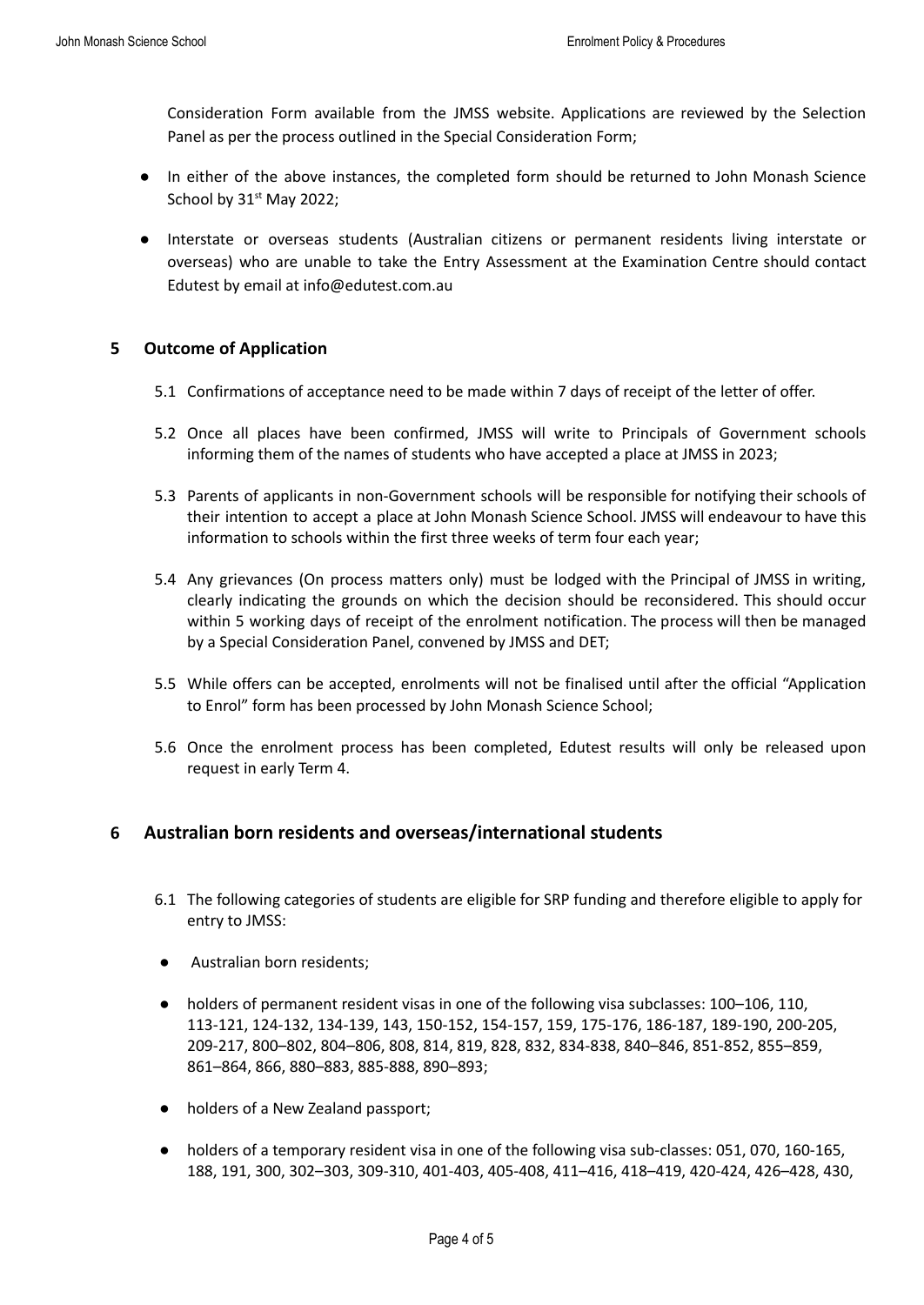Consideration Form available from the JMSS website. Applications are reviewed by the Selection Panel as per the process outlined in the Special Consideration Form;

- In either of the above instances, the completed form should be returned to John Monash Science School by 31st May 2022;
- Interstate or overseas students (Australian citizens or permanent residents living interstate or overseas) who are unable to take the Entry Assessment at the Examination Centre should contact Edutest by email at info@edutest.com.au

## 5 Outcome of Application

5.1 Confirmations of acceptance need to be made within 7 days of receipt of the letter of offer.

5.2 Once all places have been confirmed, JMSS will write to Principals of Government schools informing them of the names of students who have accepted a place at JMSS in 2023;

5.3 Parents of applicants in non-Government schools will be responsible for notifying their schools of their intention to accept a place at John Monash Science School. JMSS will endeavour to have this information to schools within the first three weeks of term four each year;

5.4 Any grievances (On process matters only) must be lodged with the Principal of JMSS in writing, clearly indicating the grounds on which the decision should be reconsidered. This should occur within 5 working days of receipt of the enrolment notification. The process will then be managed by a Special Consideration Panel, convened by JMSS and DET;

5.5 While offers can be accepted, enrolments will not be finalised until after the official "Application to Enrol" form has been processed by John Monash Science School;

5.6 Once the enrolment process has been completed, Edutest results will only be released upon request in early Term 4.

## 6 Australian born residents and overseas/international students

6.1 The following categories of students are eligible for SRP funding and therefore eligible to apply for entry to JMSS:

- Australian born residents;
- holders of permanent resident visas in one of the following visa subclasses: 100–106, 110, 113-121, 124-132, 134-139, 143, 150-152, 154-157, 159, 175-176, 186-187, 189-190, 200-205, 209-217, 800–802, 804–806, 808, 814, 819, 828, 832, 834-838, 840–846, 851-852, 855–859, 861–864, 866, 880–883, 885-888, 890–893;
- holders of a New Zealand passport;
- holders of a temporary resident visa in one of the following visa sub-classes: 051, 070, 160-165, 188, 191, 300, 302–303, 309-310, 401-403, 405-408, 411–416, 418–419, 420-424, 426–428, 430,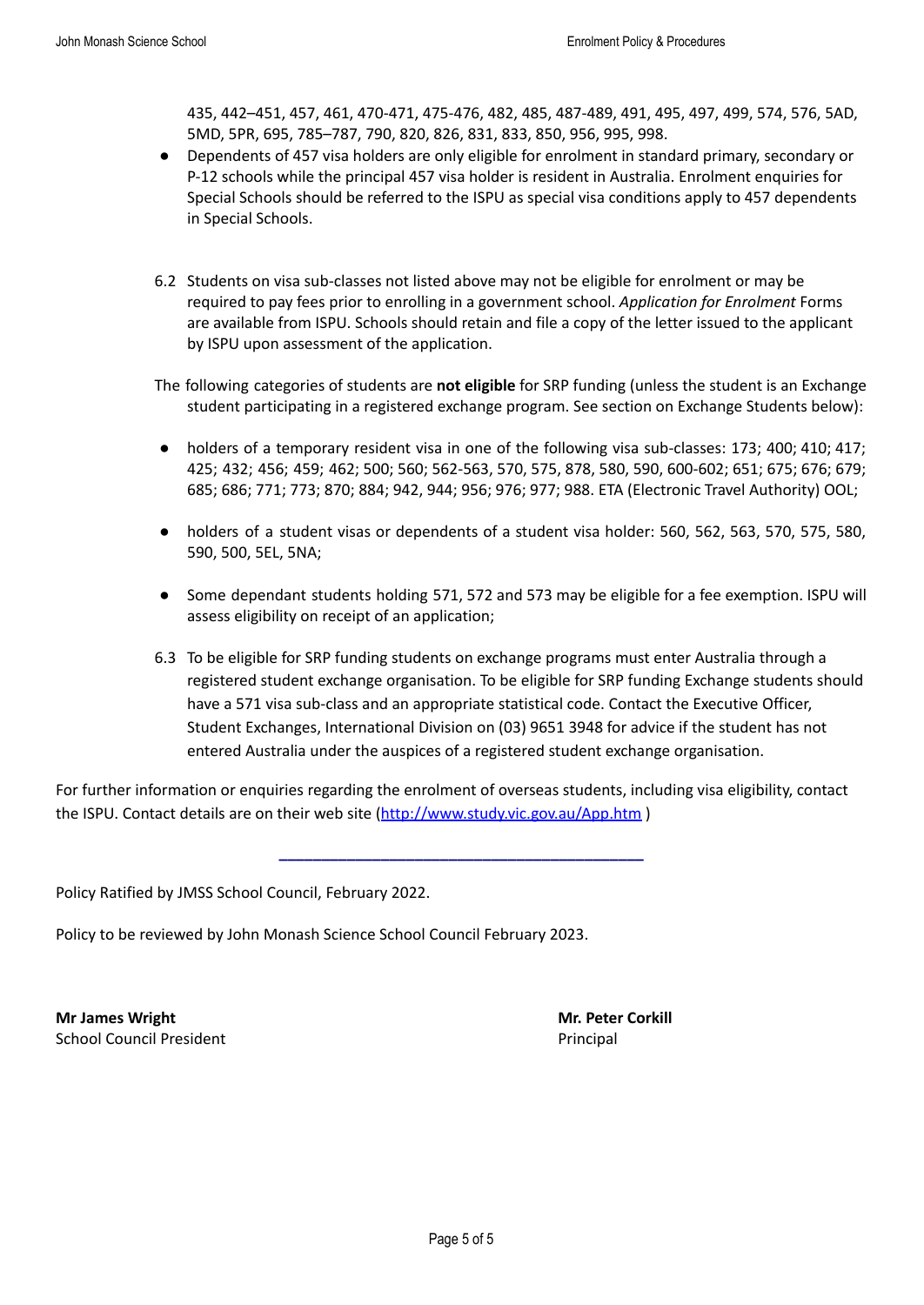435, 442–451, 457, 461, 470-471, 475-476, 482, 485, 487-489, 491, 495, 497, 499, 574, 576, 5AD, 5MD, 5PR, 695, 785–787, 790, 820, 826, 831, 833, 850, 956, 995, 998.

- Dependents of 457 visa holders are only eligible for enrolment in standard primary, secondary or P-12 schools while the principal 457 visa holder is resident in Australia. Enrolment enquiries for Special Schools should be referred to the ISPU as special visa conditions apply to 457 dependents in Special Schools.

6.2 Students on visa sub-classes not listed above may not be eligible for enrolment or may be required to pay fees prior to enrolling in a government school. *Application for Enrolment* Forms are available from ISPU. Schools should retain and file a copy of the letter issued to the applicant by ISPU upon assessment of the application.

The following categories of students are **not eligible** for SRP funding (unless the student is an Exchange student participating in a registered exchange program. See section on Exchange Students below):

- holders of a temporary resident visa in one of the following visa sub-classes: 173; 400; 410; 417; 425; 432; 456; 459; 462; 500; 560; 562-563, 570, 575, 878, 580, 590, 600-602; 651; 675; 676; 679; 685; 686; 771; 773; 870; 884; 942, 944; 956; 976; 977; 988. ETA (Electronic Travel Authority) OOL;

- holders of a student visas or dependents of a student visa holder: 560, 562, 563, 570, 575, 580, 590, 500, 5EL, 5NA;

- Some dependant students holding 571, 572 and 573 may be eligible for a fee exemption. ISPU will assess eligibility on receipt of an application;

6.3 To be eligible for SRP funding students on exchange programs must enter Australia through a registered student exchange organisation. To be eligible for SRP funding Exchange students should have a 571 visa sub-class and an appropriate statistical code. Contact the Executive Officer, Student Exchanges, International Division on (03) 9651 3948 for advice if the student has not entered Australia under the auspices of a registered student exchange organisation.

For further information or enquiries regarding the enrolment of overseas students, including visa eligibility, contact the ISPU. Contact details are on their web site (http://www.study.vic.gov.au/App.htm )

---

Policy Ratified by JMSS School Council, February 2022.

Policy to be reviewed by John Monash Science School Council February 2023.

**Mr James Wright**
School Council President

**Mr. Peter Corkill**
Principal